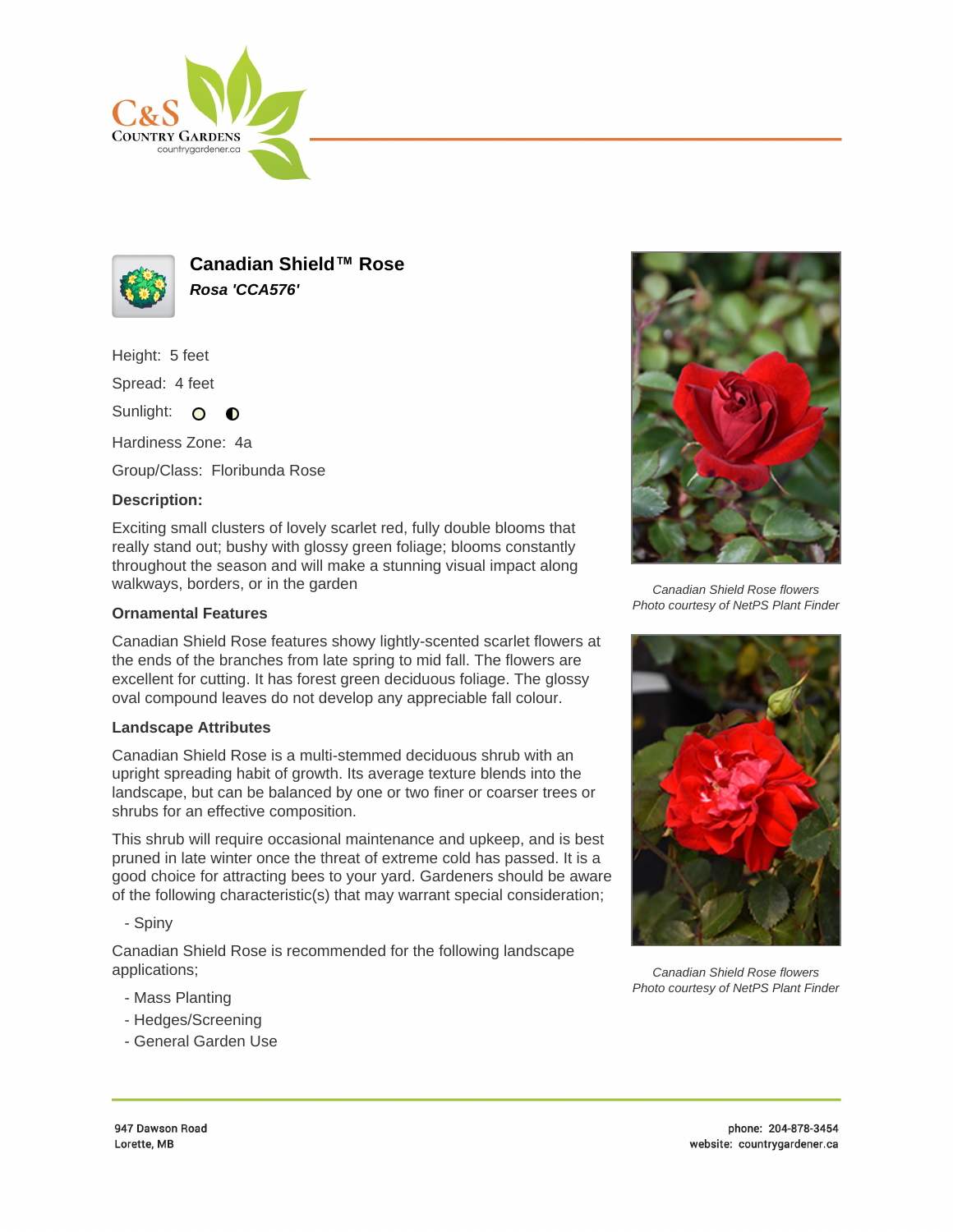# Canadian Shield™ Rose

***Rosa 'CCA576'***

Height: 5 feet

Spread: 4 feet

Sunlight: ○ ◐

Hardiness Zone: 4a

Group/Class: Floribunda Rose

**Description:**

Exciting small clusters of lovely scarlet red, fully double blooms that really stand out; bushy with glossy green foliage; blooms constantly throughout the season and will make a stunning visual impact along walkways, borders, or in the garden

### Ornamental Features

Canadian Shield Rose features showy lightly-scented scarlet flowers at the ends of the branches from late spring to mid fall. The flowers are excellent for cutting. It has forest green deciduous foliage. The glossy oval compound leaves do not develop any appreciable fall colour.

### Landscape Attributes

Canadian Shield Rose is a multi-stemmed deciduous shrub with an upright spreading habit of growth. Its average texture blends into the landscape, but can be balanced by one or two finer or coarser trees or shrubs for an effective composition.

This shrub will require occasional maintenance and upkeep, and is best pruned in late winter once the threat of extreme cold has passed. It is a good choice for attracting bees to your yard. Gardeners should be aware of the following characteristic(s) that may warrant special consideration;

- Spiny

Canadian Shield Rose is recommended for the following landscape applications;

- Mass Planting
- Hedges/Screening
- General Garden Use

*Canadian Shield Rose flowers*
*Photo courtesy of NetPS Plant Finder*

*Canadian Shield Rose flowers*
*Photo courtesy of NetPS Plant Finder*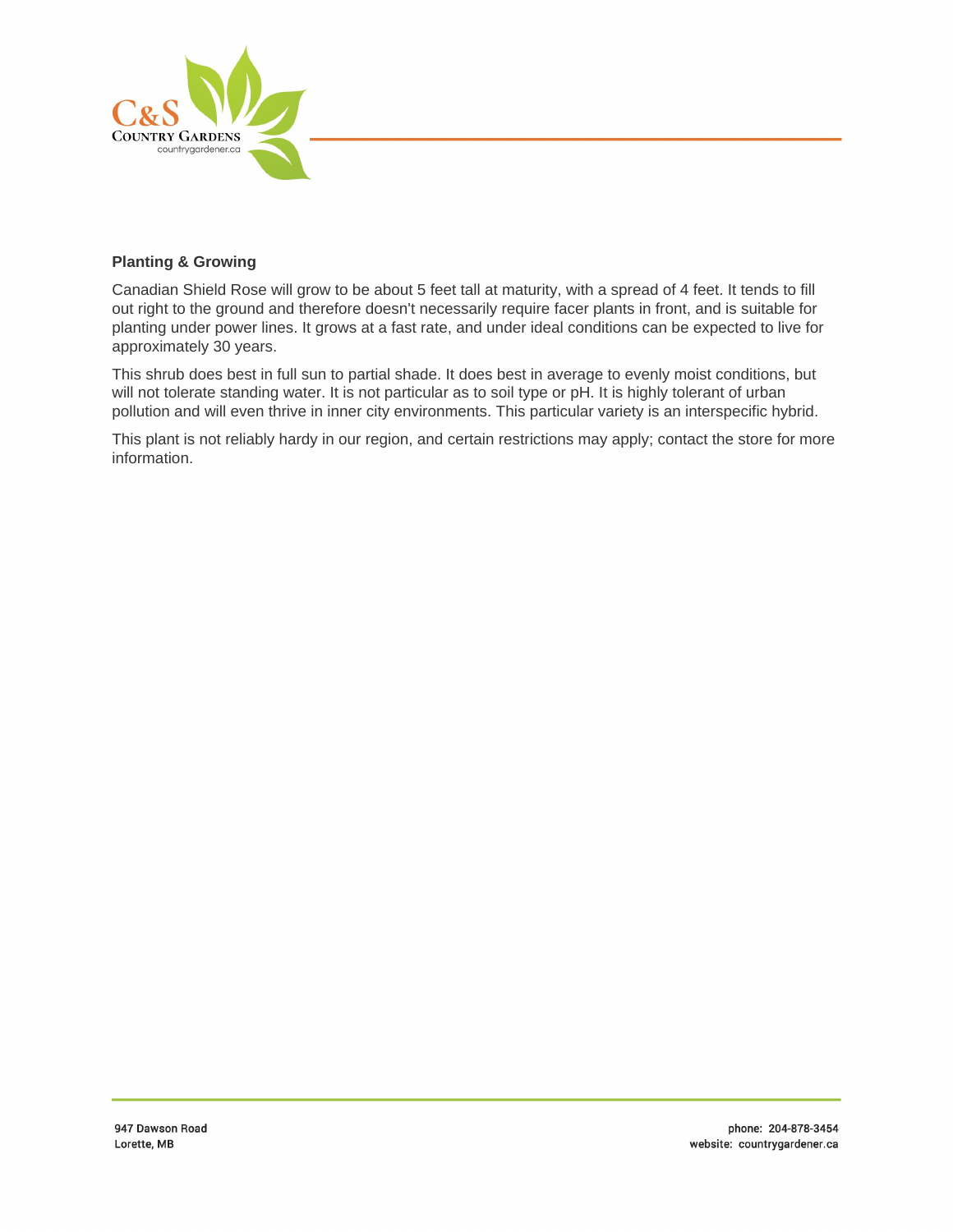**Planting & Growing**

Canadian Shield Rose will grow to be about 5 feet tall at maturity, with a spread of 4 feet. It tends to fill out right to the ground and therefore doesn't necessarily require facer plants in front, and is suitable for planting under power lines. It grows at a fast rate, and under ideal conditions can be expected to live for approximately 30 years.

This shrub does best in full sun to partial shade. It does best in average to evenly moist conditions, but will not tolerate standing water. It is not particular as to soil type or pH. It is highly tolerant of urban pollution and will even thrive in inner city environments. This particular variety is an interspecific hybrid.

This plant is not reliably hardy in our region, and certain restrictions may apply; contact the store for more information.